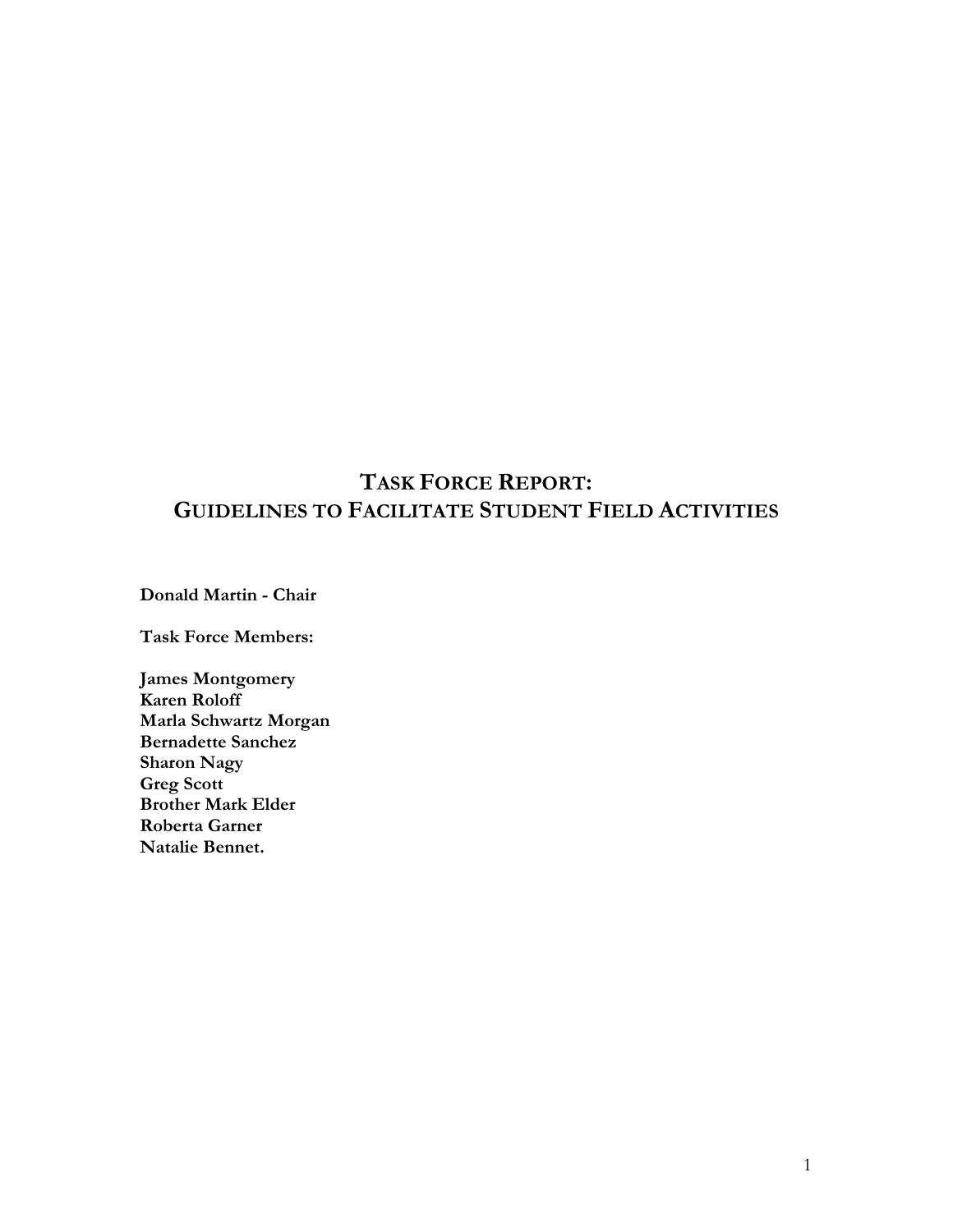# Task Force Report: Guidelines to Facilitate Student Field Activities

**Donald Martin - Chair**

**Task Force Members:**

**James Montgomery**
**Karen Roloff**
**Marla Schwartz Morgan**
**Bernadette Sanchez**
**Sharon Nagy**
**Greg Scott**
**Brother Mark Elder**
**Roberta Garner**
**Natalie Bennet.**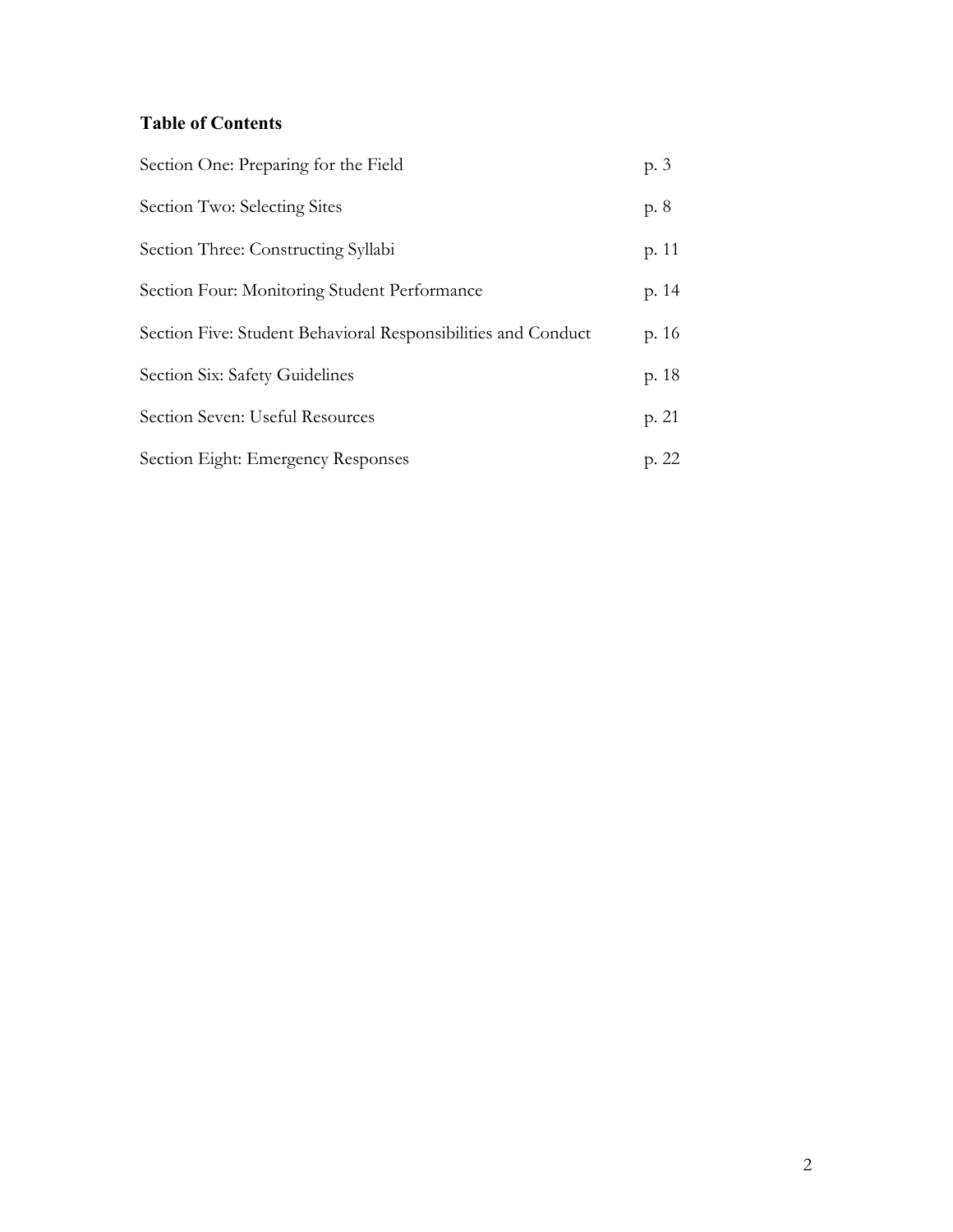**Table of Contents**

| | |
|---|---|
| Section One: Preparing for the Field | p. 3 |
| Section Two: Selecting Sites | p. 8 |
| Section Three: Constructing Syllabi | p. 11 |
| Section Four: Monitoring Student Performance | p. 14 |
| Section Five: Student Behavioral Responsibilities and Conduct | p. 16 |
| Section Six: Safety Guidelines | p. 18 |
| Section Seven: Useful Resources | p. 21 |
| Section Eight: Emergency Responses | p. 22 |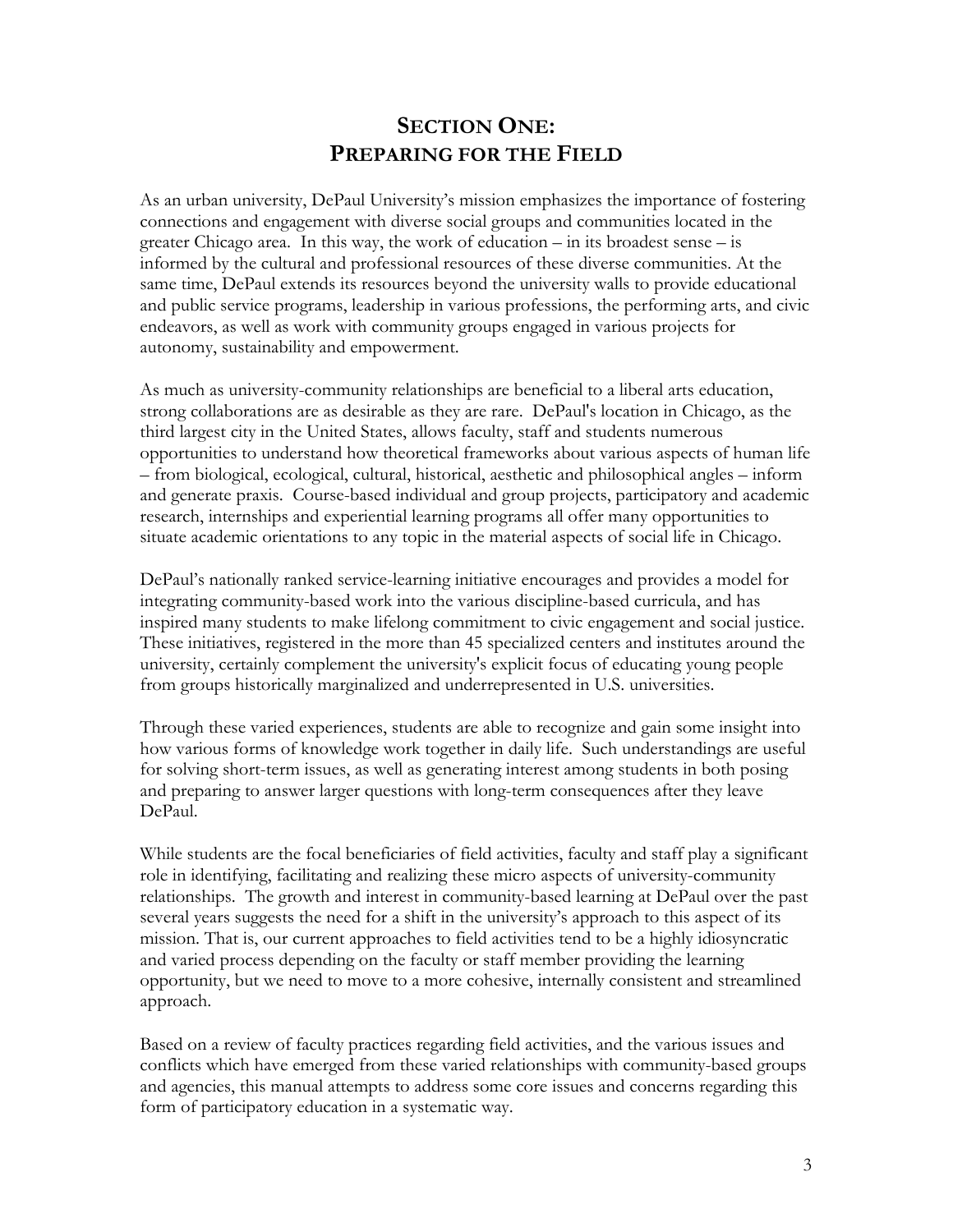# SECTION ONE: PREPARING FOR THE FIELD

As an urban university, DePaul University's mission emphasizes the importance of fostering connections and engagement with diverse social groups and communities located in the greater Chicago area. In this way, the work of education – in its broadest sense – is informed by the cultural and professional resources of these diverse communities. At the same time, DePaul extends its resources beyond the university walls to provide educational and public service programs, leadership in various professions, the performing arts, and civic endeavors, as well as work with community groups engaged in various projects for autonomy, sustainability and empowerment.

As much as university-community relationships are beneficial to a liberal arts education, strong collaborations are as desirable as they are rare. DePaul's location in Chicago, as the third largest city in the United States, allows faculty, staff and students numerous opportunities to understand how theoretical frameworks about various aspects of human life – from biological, ecological, cultural, historical, aesthetic and philosophical angles – inform and generate praxis. Course-based individual and group projects, participatory and academic research, internships and experiential learning programs all offer many opportunities to situate academic orientations to any topic in the material aspects of social life in Chicago.

DePaul's nationally ranked service-learning initiative encourages and provides a model for integrating community-based work into the various discipline-based curricula, and has inspired many students to make lifelong commitment to civic engagement and social justice. These initiatives, registered in the more than 45 specialized centers and institutes around the university, certainly complement the university's explicit focus of educating young people from groups historically marginalized and underrepresented in U.S. universities.

Through these varied experiences, students are able to recognize and gain some insight into how various forms of knowledge work together in daily life. Such understandings are useful for solving short-term issues, as well as generating interest among students in both posing and preparing to answer larger questions with long-term consequences after they leave DePaul.

While students are the focal beneficiaries of field activities, faculty and staff play a significant role in identifying, facilitating and realizing these micro aspects of university-community relationships. The growth and interest in community-based learning at DePaul over the past several years suggests the need for a shift in the university's approach to this aspect of its mission. That is, our current approaches to field activities tend to be a highly idiosyncratic and varied process depending on the faculty or staff member providing the learning opportunity, but we need to move to a more cohesive, internally consistent and streamlined approach.

Based on a review of faculty practices regarding field activities, and the various issues and conflicts which have emerged from these varied relationships with community-based groups and agencies, this manual attempts to address some core issues and concerns regarding this form of participatory education in a systematic way.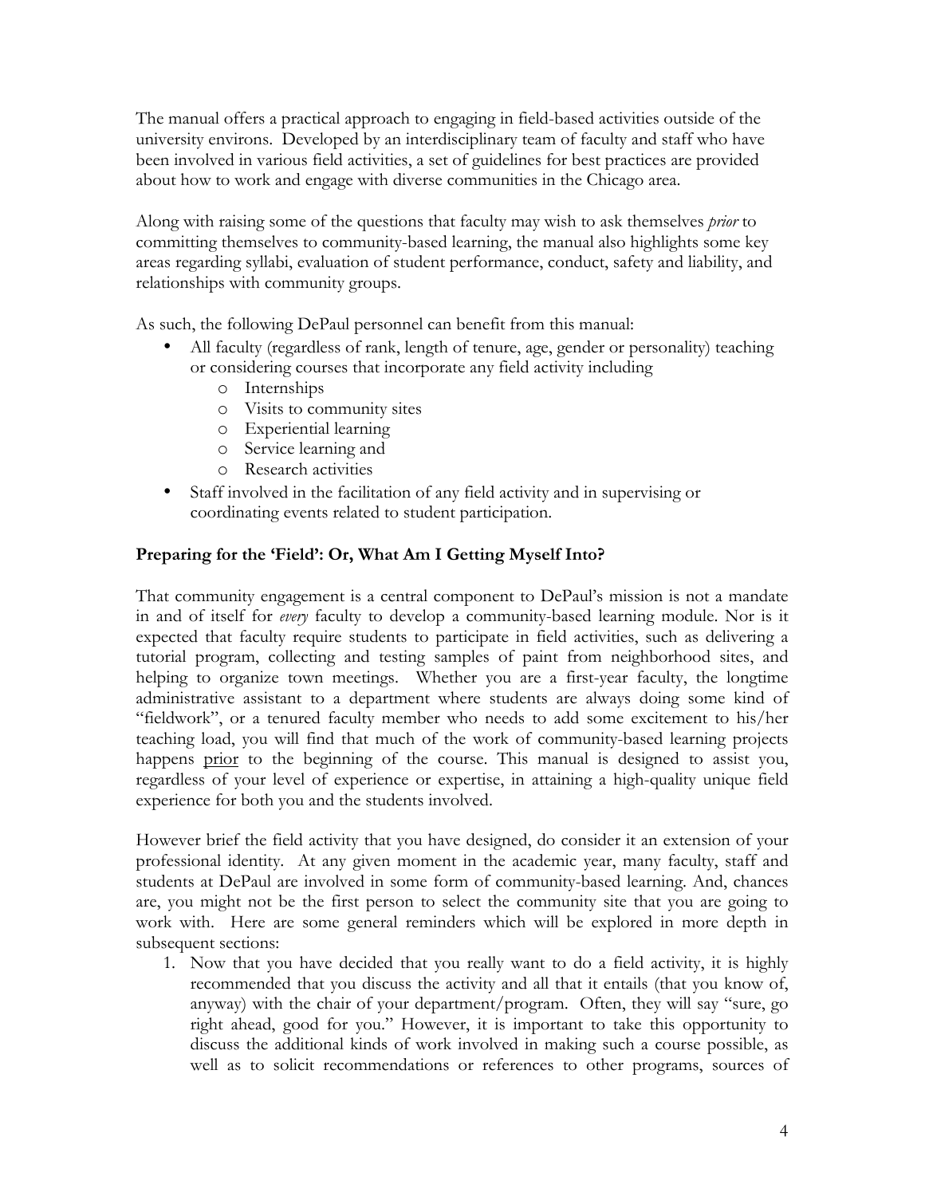The manual offers a practical approach to engaging in field-based activities outside of the university environs. Developed by an interdisciplinary team of faculty and staff who have been involved in various field activities, a set of guidelines for best practices are provided about how to work and engage with diverse communities in the Chicago area.

Along with raising some of the questions that faculty may wish to ask themselves *prior* to committing themselves to community-based learning, the manual also highlights some key areas regarding syllabi, evaluation of student performance, conduct, safety and liability, and relationships with community groups.

As such, the following DePaul personnel can benefit from this manual:

- All faculty (regardless of rank, length of tenure, age, gender or personality) teaching or considering courses that incorporate any field activity including
  - Internships
  - Visits to community sites
  - Experiential learning
  - Service learning and
  - Research activities
- Staff involved in the facilitation of any field activity and in supervising or coordinating events related to student participation.

### Preparing for the 'Field': Or, What Am I Getting Myself Into?

That community engagement is a central component to DePaul's mission is not a mandate in and of itself for *every* faculty to develop a community-based learning module. Nor is it expected that faculty require students to participate in field activities, such as delivering a tutorial program, collecting and testing samples of paint from neighborhood sites, and helping to organize town meetings. Whether you are a first-year faculty, the longtime administrative assistant to a department where students are always doing some kind of "fieldwork", or a tenured faculty member who needs to add some excitement to his/her teaching load, you will find that much of the work of community-based learning projects happens <u>prior</u> to the beginning of the course. This manual is designed to assist you, regardless of your level of experience or expertise, in attaining a high-quality unique field experience for both you and the students involved.

However brief the field activity that you have designed, do consider it an extension of your professional identity. At any given moment in the academic year, many faculty, staff and students at DePaul are involved in some form of community-based learning. And, chances are, you might not be the first person to select the community site that you are going to work with. Here are some general reminders which will be explored in more depth in subsequent sections:

1. Now that you have decided that you really want to do a field activity, it is highly recommended that you discuss the activity and all that it entails (that you know of, anyway) with the chair of your department/program. Often, they will say "sure, go right ahead, good for you." However, it is important to take this opportunity to discuss the additional kinds of work involved in making such a course possible, as well as to solicit recommendations or references to other programs, sources of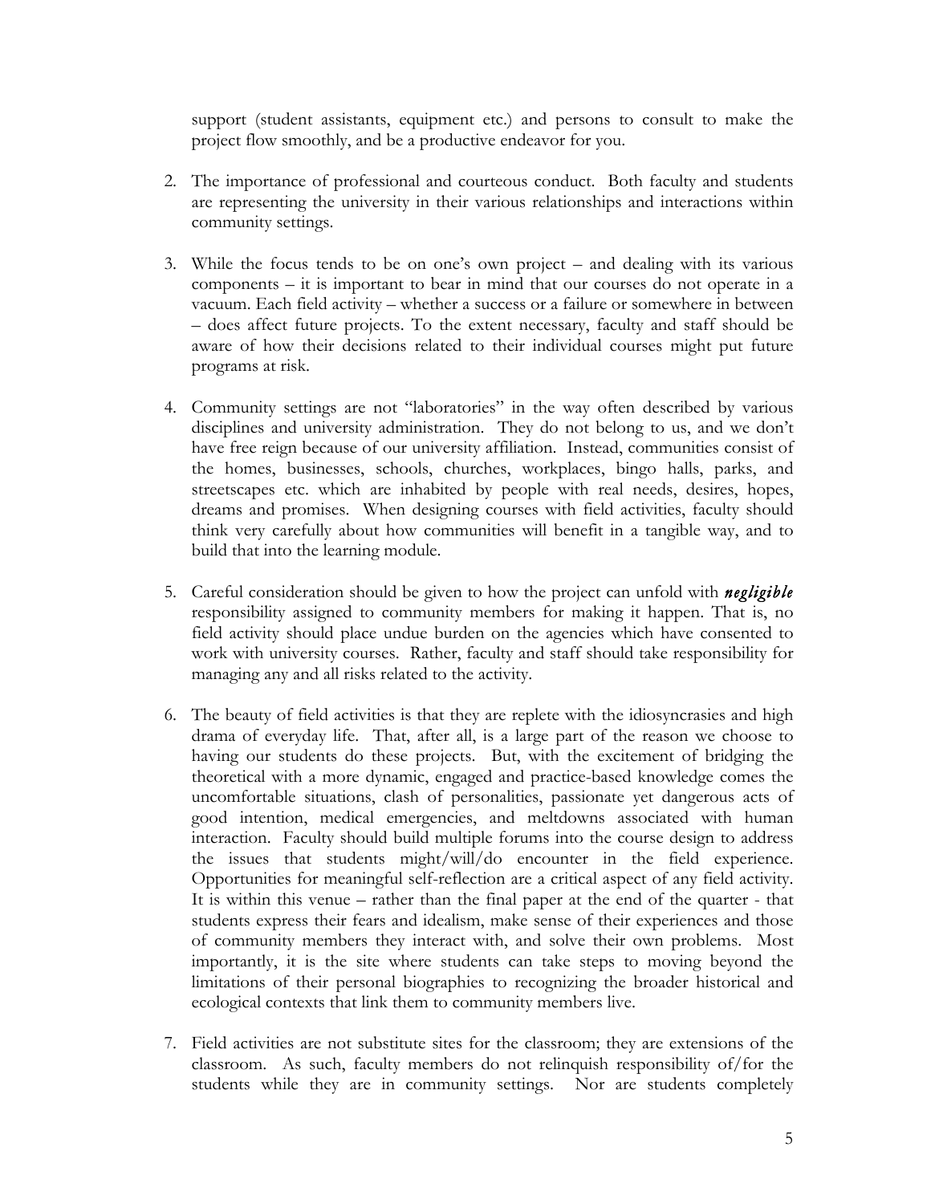support (student assistants, equipment etc.) and persons to consult to make the project flow smoothly, and be a productive endeavor for you.

2. The importance of professional and courteous conduct. Both faculty and students are representing the university in their various relationships and interactions within community settings.

3. While the focus tends to be on one's own project – and dealing with its various components – it is important to bear in mind that our courses do not operate in a vacuum. Each field activity – whether a success or a failure or somewhere in between – does affect future projects. To the extent necessary, faculty and staff should be aware of how their decisions related to their individual courses might put future programs at risk.

4. Community settings are not "laboratories" in the way often described by various disciplines and university administration. They do not belong to us, and we don't have free reign because of our university affiliation. Instead, communities consist of the homes, businesses, schools, churches, workplaces, bingo halls, parks, and streetscapes etc. which are inhabited by people with real needs, desires, hopes, dreams and promises. When designing courses with field activities, faculty should think very carefully about how communities will benefit in a tangible way, and to build that into the learning module.

5. Careful consideration should be given to how the project can unfold with ***negligible*** responsibility assigned to community members for making it happen. That is, no field activity should place undue burden on the agencies which have consented to work with university courses. Rather, faculty and staff should take responsibility for managing any and all risks related to the activity.

6. The beauty of field activities is that they are replete with the idiosyncrasies and high drama of everyday life. That, after all, is a large part of the reason we choose to having our students do these projects. But, with the excitement of bridging the theoretical with a more dynamic, engaged and practice-based knowledge comes the uncomfortable situations, clash of personalities, passionate yet dangerous acts of good intention, medical emergencies, and meltdowns associated with human interaction. Faculty should build multiple forums into the course design to address the issues that students might/will/do encounter in the field experience. Opportunities for meaningful self-reflection are a critical aspect of any field activity. It is within this venue – rather than the final paper at the end of the quarter - that students express their fears and idealism, make sense of their experiences and those of community members they interact with, and solve their own problems. Most importantly, it is the site where students can take steps to moving beyond the limitations of their personal biographies to recognizing the broader historical and ecological contexts that link them to community members live.

7. Field activities are not substitute sites for the classroom; they are extensions of the classroom. As such, faculty members do not relinquish responsibility of/for the students while they are in community settings. Nor are students completely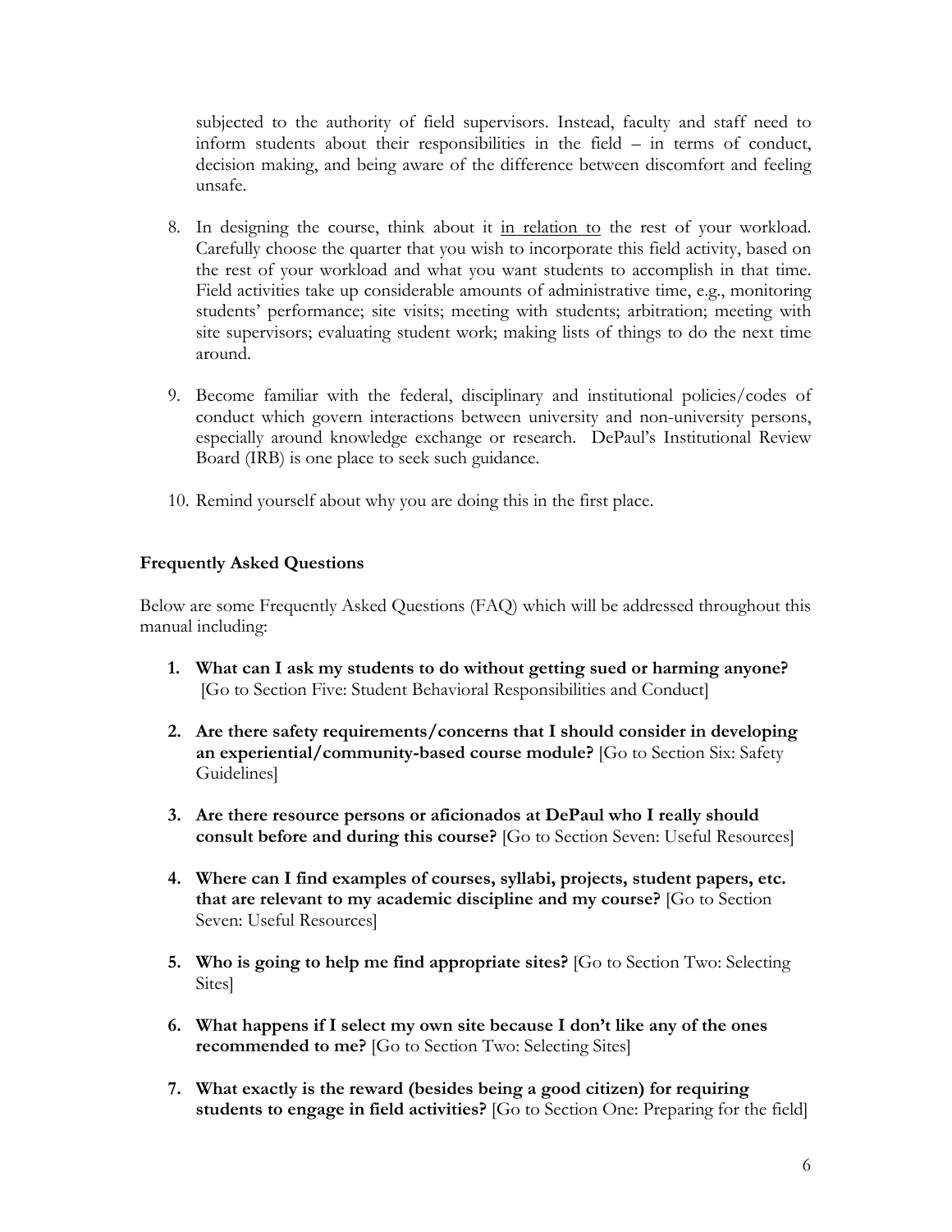subjected to the authority of field supervisors. Instead, faculty and staff need to inform students about their responsibilities in the field – in terms of conduct, decision making, and being aware of the difference between discomfort and feeling unsafe.

8. In designing the course, think about it <u>in relation to</u> the rest of your workload. Carefully choose the quarter that you wish to incorporate this field activity, based on the rest of your workload and what you want students to accomplish in that time. Field activities take up considerable amounts of administrative time, e.g., monitoring students' performance; site visits; meeting with students; arbitration; meeting with site supervisors; evaluating student work; making lists of things to do the next time around.

9. Become familiar with the federal, disciplinary and institutional policies/codes of conduct which govern interactions between university and non-university persons, especially around knowledge exchange or research. DePaul's Institutional Review Board (IRB) is one place to seek such guidance.

10. Remind yourself about why you are doing this in the first place.

### Frequently Asked Questions

Below are some Frequently Asked Questions (FAQ) which will be addressed throughout this manual including:

1. **What can I ask my students to do without getting sued or harming anyone?** [Go to Section Five: Student Behavioral Responsibilities and Conduct]

2. **Are there safety requirements/concerns that I should consider in developing an experiential/community-based course module?** [Go to Section Six: Safety Guidelines]

3. **Are there resource persons or aficionados at DePaul who I really should consult before and during this course?** [Go to Section Seven: Useful Resources]

4. **Where can I find examples of courses, syllabi, projects, student papers, etc. that are relevant to my academic discipline and my course?** [Go to Section Seven: Useful Resources]

5. **Who is going to help me find appropriate sites?** [Go to Section Two: Selecting Sites]

6. **What happens if I select my own site because I don't like any of the ones recommended to me?** [Go to Section Two: Selecting Sites]

7. **What exactly is the reward (besides being a good citizen) for requiring students to engage in field activities?** [Go to Section One: Preparing for the field]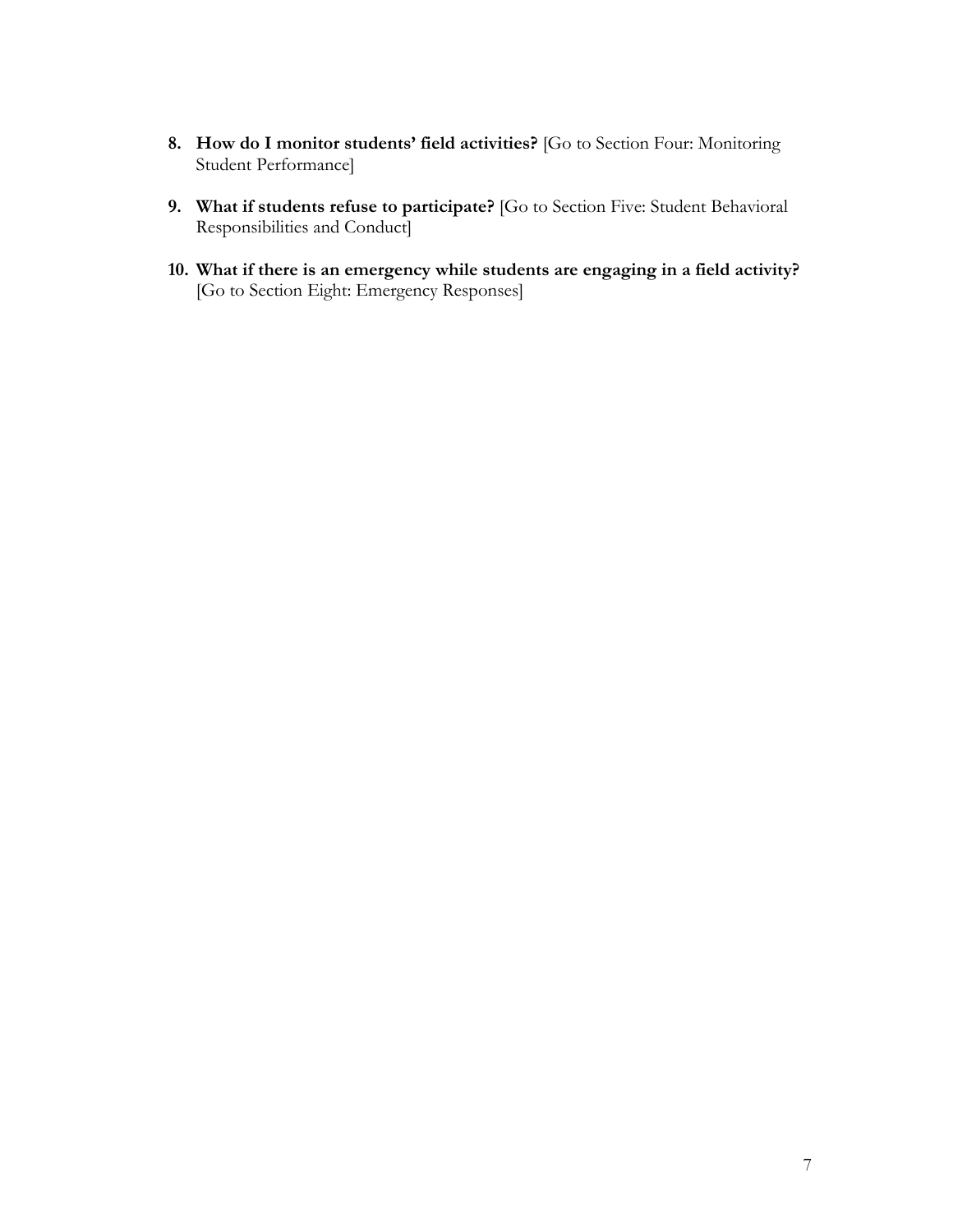8. **How do I monitor students' field activities?** [Go to Section Four: Monitoring Student Performance]

9. **What if students refuse to participate?** [Go to Section Five: Student Behavioral Responsibilities and Conduct]

10. **What if there is an emergency while students are engaging in a field activity?** [Go to Section Eight: Emergency Responses]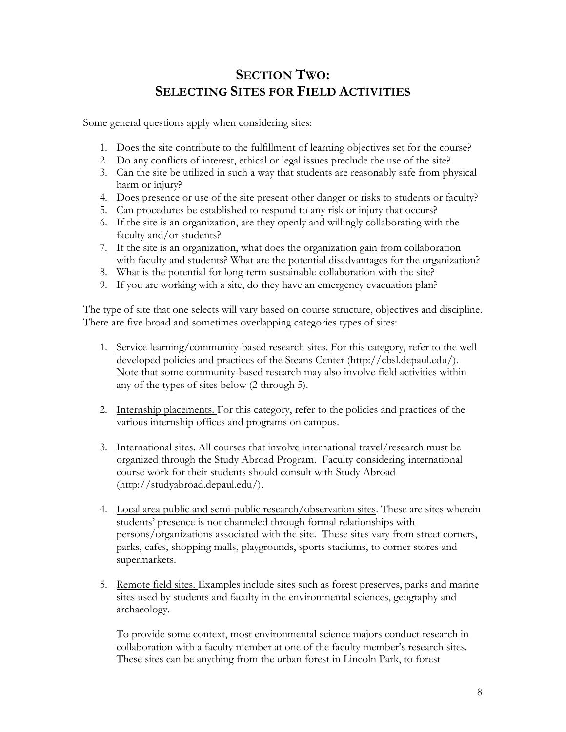# SECTION TWO: SELECTING SITES FOR FIELD ACTIVITIES

Some general questions apply when considering sites:

1. Does the site contribute to the fulfillment of learning objectives set for the course?
2. Do any conflicts of interest, ethical or legal issues preclude the use of the site?
3. Can the site be utilized in such a way that students are reasonably safe from physical harm or injury?
4. Does presence or use of the site present other danger or risks to students or faculty?
5. Can procedures be established to respond to any risk or injury that occurs?
6. If the site is an organization, are they openly and willingly collaborating with the faculty and/or students?
7. If the site is an organization, what does the organization gain from collaboration with faculty and students? What are the potential disadvantages for the organization?
8. What is the potential for long-term sustainable collaboration with the site?
9. If you are working with a site, do they have an emergency evacuation plan?

The type of site that one selects will vary based on course structure, objectives and discipline. There are five broad and sometimes overlapping categories types of sites:

1. <u>Service learning/community-based research sites.</u> For this category, refer to the well developed policies and practices of the Steans Center (http://cbsl.depaul.edu/). Note that some community-based research may also involve field activities within any of the types of sites below (2 through 5).

2. <u>Internship placements.</u> For this category, refer to the policies and practices of the various internship offices and programs on campus.

3. <u>International sites</u>. All courses that involve international travel/research must be organized through the Study Abroad Program. Faculty considering international course work for their students should consult with Study Abroad (http://studyabroad.depaul.edu/).

4. <u>Local area public and semi-public research/observation sites</u>. These are sites wherein students' presence is not channeled through formal relationships with persons/organizations associated with the site. These sites vary from street corners, parks, cafes, shopping malls, playgrounds, sports stadiums, to corner stores and supermarkets.

5. <u>Remote field sites.</u> Examples include sites such as forest preserves, parks and marine sites used by students and faculty in the environmental sciences, geography and archaeology.

   To provide some context, most environmental science majors conduct research in collaboration with a faculty member at one of the faculty member's research sites. These sites can be anything from the urban forest in Lincoln Park, to forest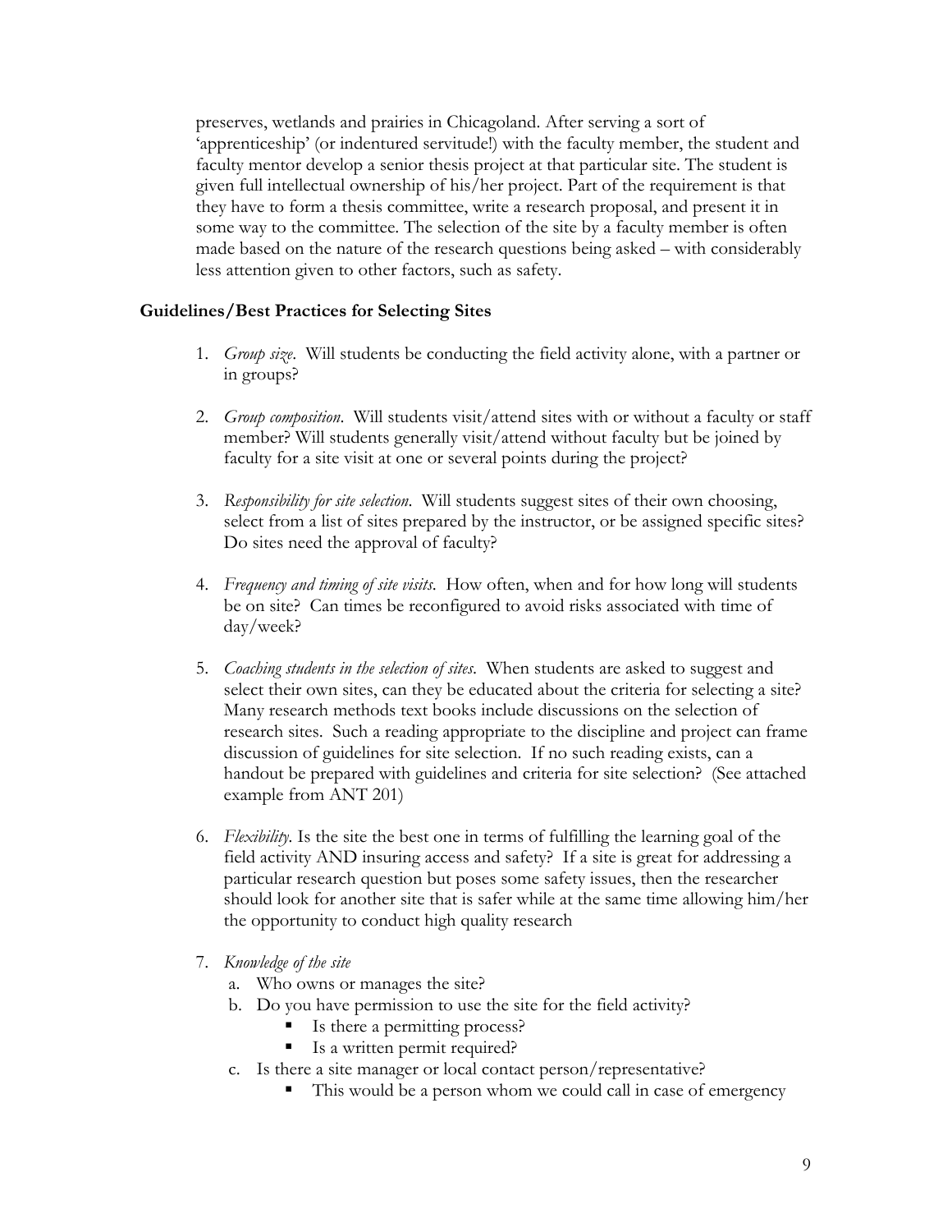preserves, wetlands and prairies in Chicagoland. After serving a sort of 'apprenticeship' (or indentured servitude!) with the faculty member, the student and faculty mentor develop a senior thesis project at that particular site. The student is given full intellectual ownership of his/her project. Part of the requirement is that they have to form a thesis committee, write a research proposal, and present it in some way to the committee. The selection of the site by a faculty member is often made based on the nature of the research questions being asked – with considerably less attention given to other factors, such as safety.

### Guidelines/Best Practices for Selecting Sites

1. *Group size*. Will students be conducting the field activity alone, with a partner or in groups?

2. *Group composition*. Will students visit/attend sites with or without a faculty or staff member? Will students generally visit/attend without faculty but be joined by faculty for a site visit at one or several points during the project?

3. *Responsibility for site selection*. Will students suggest sites of their own choosing, select from a list of sites prepared by the instructor, or be assigned specific sites? Do sites need the approval of faculty?

4. *Frequency and timing of site visits*. How often, when and for how long will students be on site? Can times be reconfigured to avoid risks associated with time of day/week?

5. *Coaching students in the selection of sites*. When students are asked to suggest and select their own sites, can they be educated about the criteria for selecting a site? Many research methods text books include discussions on the selection of research sites. Such a reading appropriate to the discipline and project can frame discussion of guidelines for site selection. If no such reading exists, can a handout be prepared with guidelines and criteria for site selection? (See attached example from ANT 201)

6. *Flexibility*. Is the site the best one in terms of fulfilling the learning goal of the field activity AND insuring access and safety? If a site is great for addressing a particular research question but poses some safety issues, then the researcher should look for another site that is safer while at the same time allowing him/her the opportunity to conduct high quality research

7. *Knowledge of the site*
   a. Who owns or manages the site?
   b. Do you have permission to use the site for the field activity?
      - Is there a permitting process?
      - Is a written permit required?
   c. Is there a site manager or local contact person/representative?
      - This would be a person whom we could call in case of emergency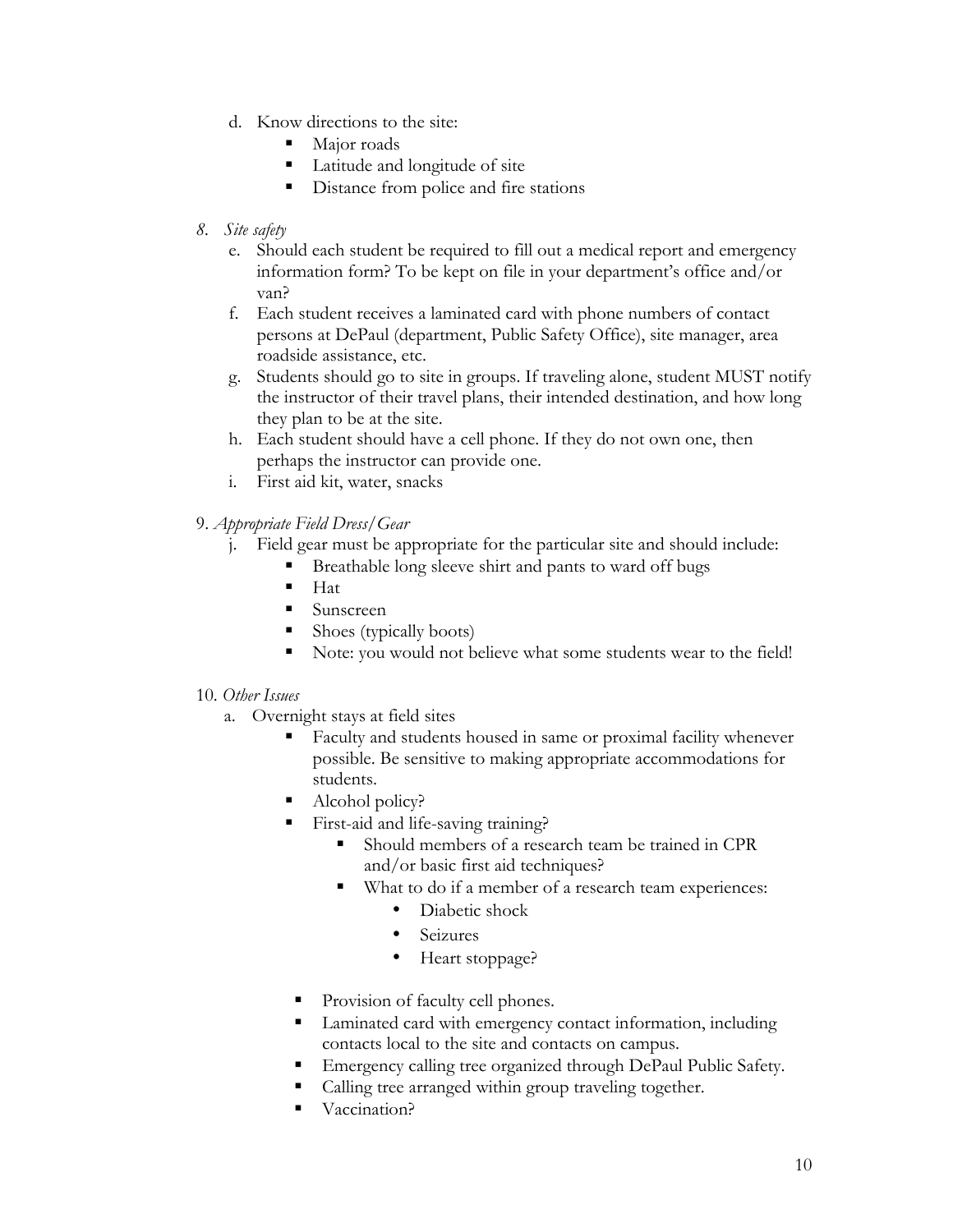d. Know directions to the site:
    - Major roads
    - Latitude and longitude of site
    - Distance from police and fire stations

8. *Site safety*
    e. Should each student be required to fill out a medical report and emergency information form? To be kept on file in your department's office and/or van?
    f. Each student receives a laminated card with phone numbers of contact persons at DePaul (department, Public Safety Office), site manager, area roadside assistance, etc.
    g. Students should go to site in groups. If traveling alone, student MUST notify the instructor of their travel plans, their intended destination, and how long they plan to be at the site.
    h. Each student should have a cell phone. If they do not own one, then perhaps the instructor can provide one.
    i. First aid kit, water, snacks

9. *Appropriate Field Dress/Gear*
    j. Field gear must be appropriate for the particular site and should include:
        - Breathable long sleeve shirt and pants to ward off bugs
        - Hat
        - Sunscreen
        - Shoes (typically boots)
        - Note: you would not believe what some students wear to the field!

10. *Other Issues*
    a. Overnight stays at field sites
        - Faculty and students housed in same or proximal facility whenever possible. Be sensitive to making appropriate accommodations for students.
        - Alcohol policy?
        - First-aid and life-saving training?
            - Should members of a research team be trained in CPR and/or basic first aid techniques?
            - What to do if a member of a research team experiences:
                - Diabetic shock
                - Seizures
                - Heart stoppage?
        - Provision of faculty cell phones.
        - Laminated card with emergency contact information, including contacts local to the site and contacts on campus.
        - Emergency calling tree organized through DePaul Public Safety.
        - Calling tree arranged within group traveling together.
        - Vaccination?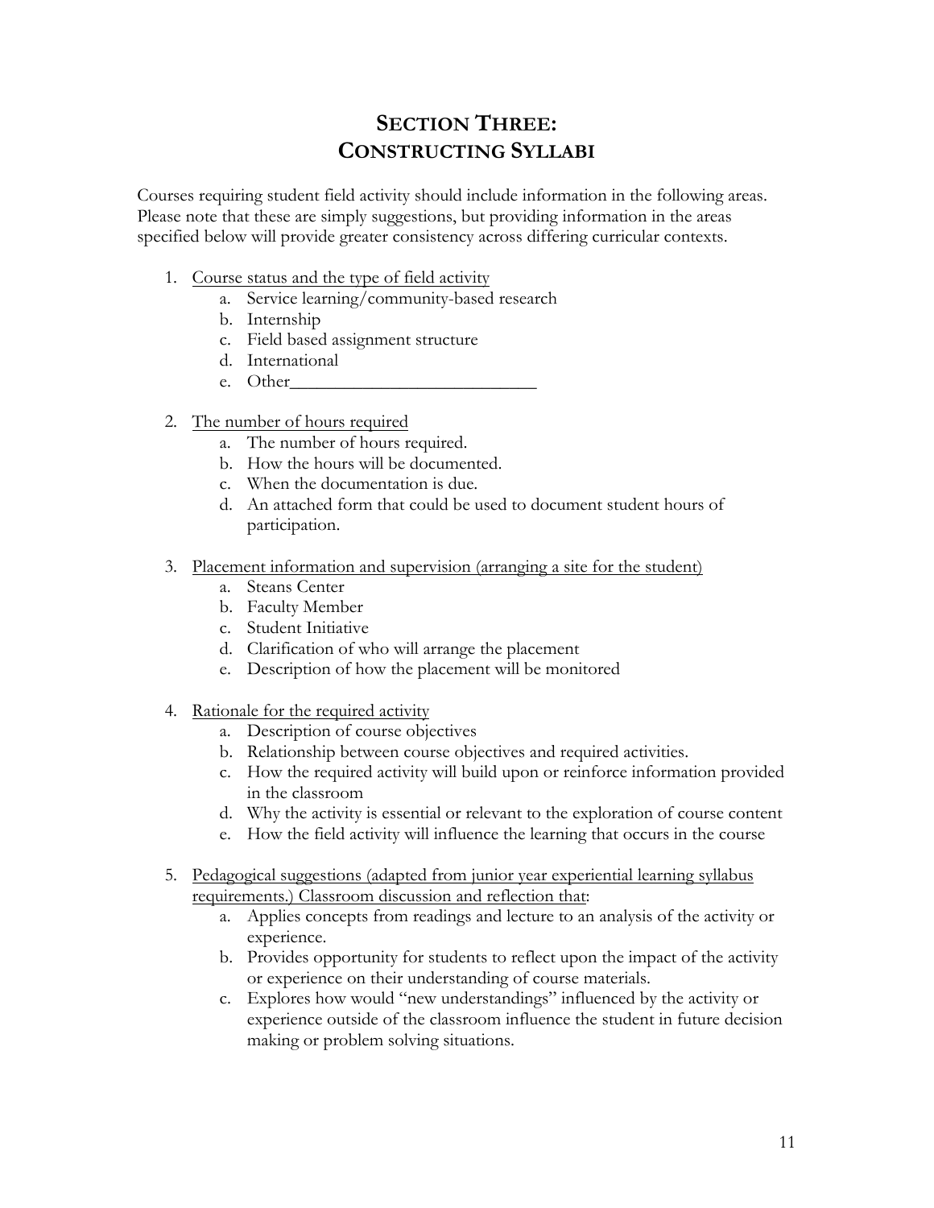# SECTION THREE: CONSTRUCTING SYLLABI

Courses requiring student field activity should include information in the following areas. Please note that these are simply suggestions, but providing information in the areas specified below will provide greater consistency across differing curricular contexts.

1. Course status and the type of field activity
    a. Service learning/community-based research
    b. Internship
    c. Field based assignment structure
    d. International
    e. Other____________________________

2. The number of hours required
    a. The number of hours required.
    b. How the hours will be documented.
    c. When the documentation is due.
    d. An attached form that could be used to document student hours of participation.

3. Placement information and supervision (arranging a site for the student)
    a. Steans Center
    b. Faculty Member
    c. Student Initiative
    d. Clarification of who will arrange the placement
    e. Description of how the placement will be monitored

4. Rationale for the required activity
    a. Description of course objectives
    b. Relationship between course objectives and required activities.
    c. How the required activity will build upon or reinforce information provided in the classroom
    d. Why the activity is essential or relevant to the exploration of course content
    e. How the field activity will influence the learning that occurs in the course

5. Pedagogical suggestions (adapted from junior year experiential learning syllabus requirements.) Classroom discussion and reflection that:
    a. Applies concepts from readings and lecture to an analysis of the activity or experience.
    b. Provides opportunity for students to reflect upon the impact of the activity or experience on their understanding of course materials.
    c. Explores how would "new understandings" influenced by the activity or experience outside of the classroom influence the student in future decision making or problem solving situations.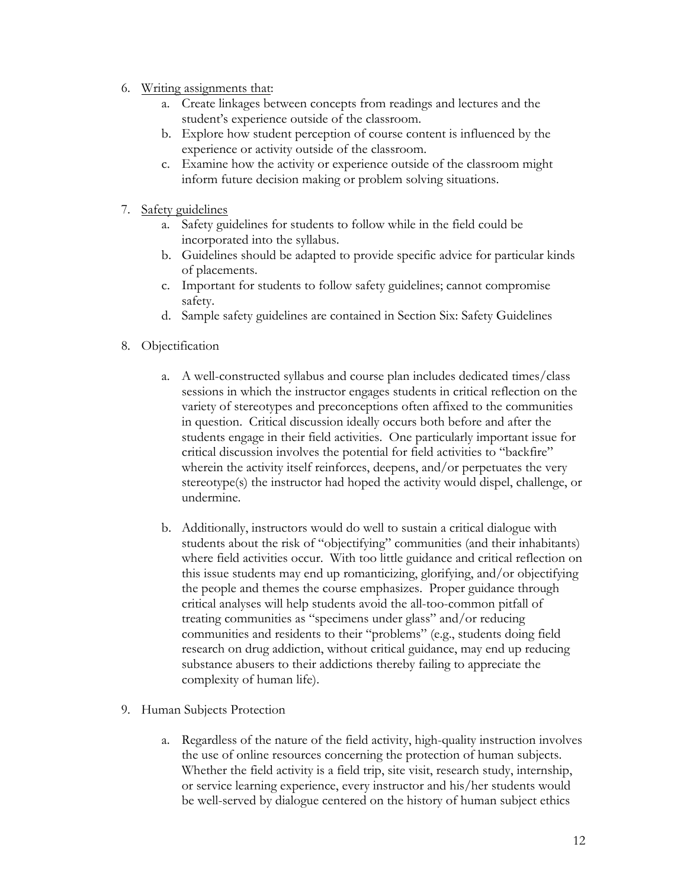6. Writing assignments that:
    a. Create linkages between concepts from readings and lectures and the student's experience outside of the classroom.
    b. Explore how student perception of course content is influenced by the experience or activity outside of the classroom.
    c. Examine how the activity or experience outside of the classroom might inform future decision making or problem solving situations.

7. Safety guidelines
    a. Safety guidelines for students to follow while in the field could be incorporated into the syllabus.
    b. Guidelines should be adapted to provide specific advice for particular kinds of placements.
    c. Important for students to follow safety guidelines; cannot compromise safety.
    d. Sample safety guidelines are contained in Section Six: Safety Guidelines

8. Objectification

    a. A well-constructed syllabus and course plan includes dedicated times/class sessions in which the instructor engages students in critical reflection on the variety of stereotypes and preconceptions often affixed to the communities in question. Critical discussion ideally occurs both before and after the students engage in their field activities. One particularly important issue for critical discussion involves the potential for field activities to "backfire" wherein the activity itself reinforces, deepens, and/or perpetuates the very stereotype(s) the instructor had hoped the activity would dispel, challenge, or undermine.

    b. Additionally, instructors would do well to sustain a critical dialogue with students about the risk of "objectifying" communities (and their inhabitants) where field activities occur. With too little guidance and critical reflection on this issue students may end up romanticizing, glorifying, and/or objectifying the people and themes the course emphasizes. Proper guidance through critical analyses will help students avoid the all-too-common pitfall of treating communities as "specimens under glass" and/or reducing communities and residents to their "problems" (e.g., students doing field research on drug addiction, without critical guidance, may end up reducing substance abusers to their addictions thereby failing to appreciate the complexity of human life).

9. Human Subjects Protection

    a. Regardless of the nature of the field activity, high-quality instruction involves the use of online resources concerning the protection of human subjects. Whether the field activity is a field trip, site visit, research study, internship, or service learning experience, every instructor and his/her students would be well-served by dialogue centered on the history of human subject ethics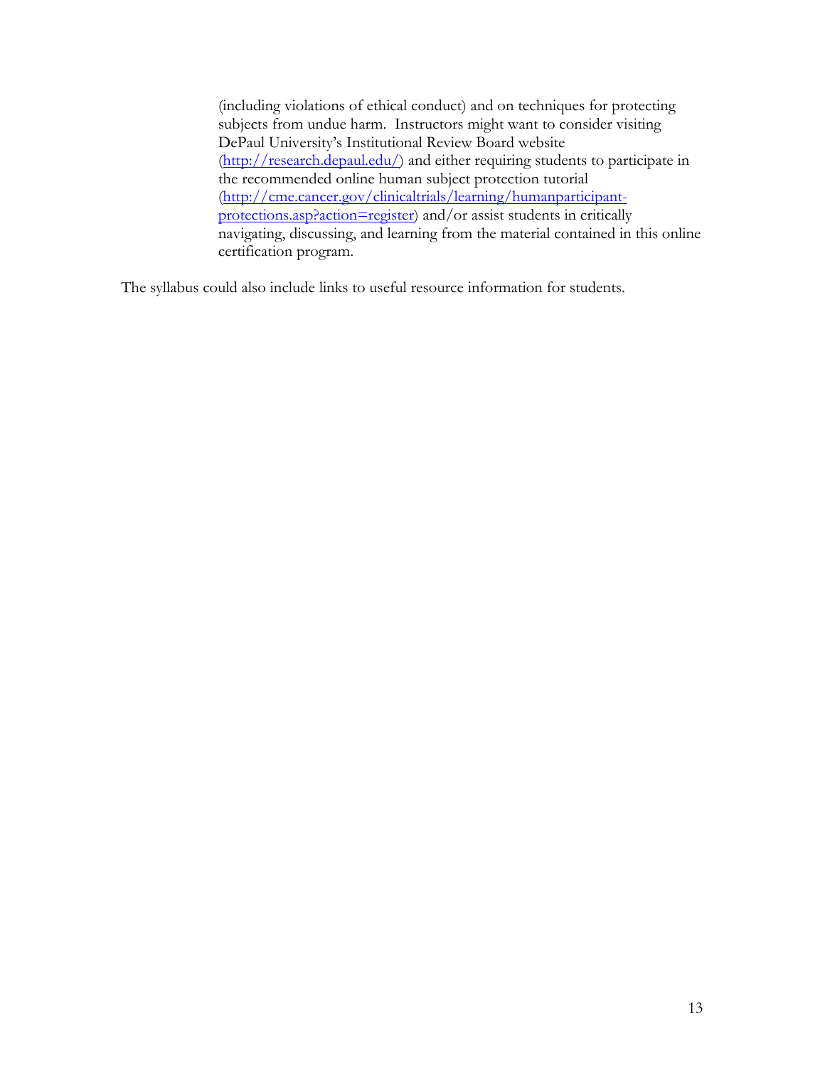(including violations of ethical conduct) and on techniques for protecting subjects from undue harm. Instructors might want to consider visiting DePaul University's Institutional Review Board website (http://research.depaul.edu/) and either requiring students to participate in the recommended online human subject protection tutorial (http://cme.cancer.gov/clinicaltrials/learning/humanparticipant-protections.asp?action=register) and/or assist students in critically navigating, discussing, and learning from the material contained in this online certification program.

The syllabus could also include links to useful resource information for students.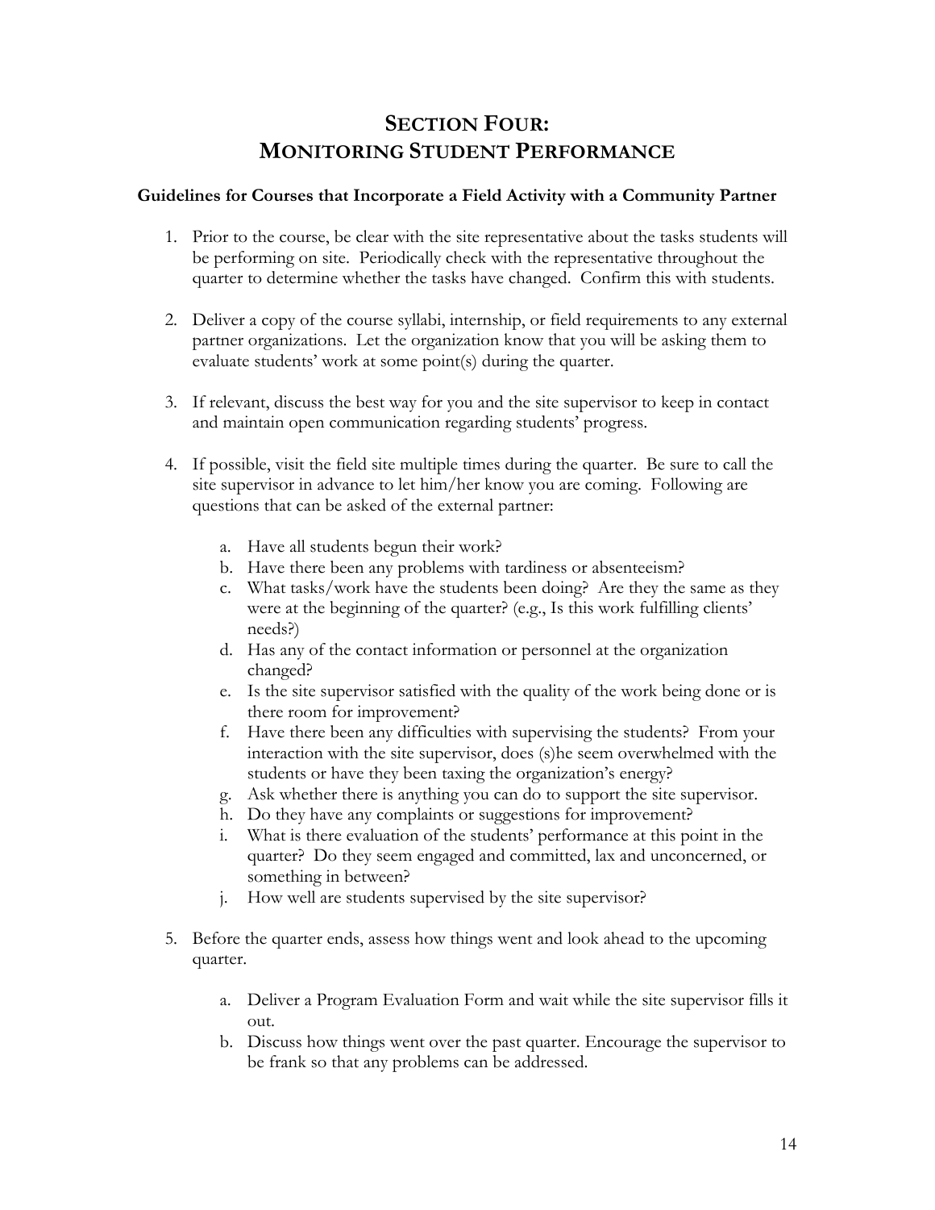# SECTION FOUR: MONITORING STUDENT PERFORMANCE

### Guidelines for Courses that Incorporate a Field Activity with a Community Partner

1. Prior to the course, be clear with the site representative about the tasks students will be performing on site. Periodically check with the representative throughout the quarter to determine whether the tasks have changed. Confirm this with students.

2. Deliver a copy of the course syllabi, internship, or field requirements to any external partner organizations. Let the organization know that you will be asking them to evaluate students' work at some point(s) during the quarter.

3. If relevant, discuss the best way for you and the site supervisor to keep in contact and maintain open communication regarding students' progress.

4. If possible, visit the field site multiple times during the quarter. Be sure to call the site supervisor in advance to let him/her know you are coming. Following are questions that can be asked of the external partner:

    a. Have all students begun their work?
    b. Have there been any problems with tardiness or absenteeism?
    c. What tasks/work have the students been doing? Are they the same as they were at the beginning of the quarter? (e.g., Is this work fulfilling clients' needs?)
    d. Has any of the contact information or personnel at the organization changed?
    e. Is the site supervisor satisfied with the quality of the work being done or is there room for improvement?
    f. Have there been any difficulties with supervising the students? From your interaction with the site supervisor, does (s)he seem overwhelmed with the students or have they been taxing the organization's energy?
    g. Ask whether there is anything you can do to support the site supervisor.
    h. Do they have any complaints or suggestions for improvement?
    i. What is there evaluation of the students' performance at this point in the quarter? Do they seem engaged and committed, lax and unconcerned, or something in between?
    j. How well are students supervised by the site supervisor?

5. Before the quarter ends, assess how things went and look ahead to the upcoming quarter.

    a. Deliver a Program Evaluation Form and wait while the site supervisor fills it out.
    b. Discuss how things went over the past quarter. Encourage the supervisor to be frank so that any problems can be addressed.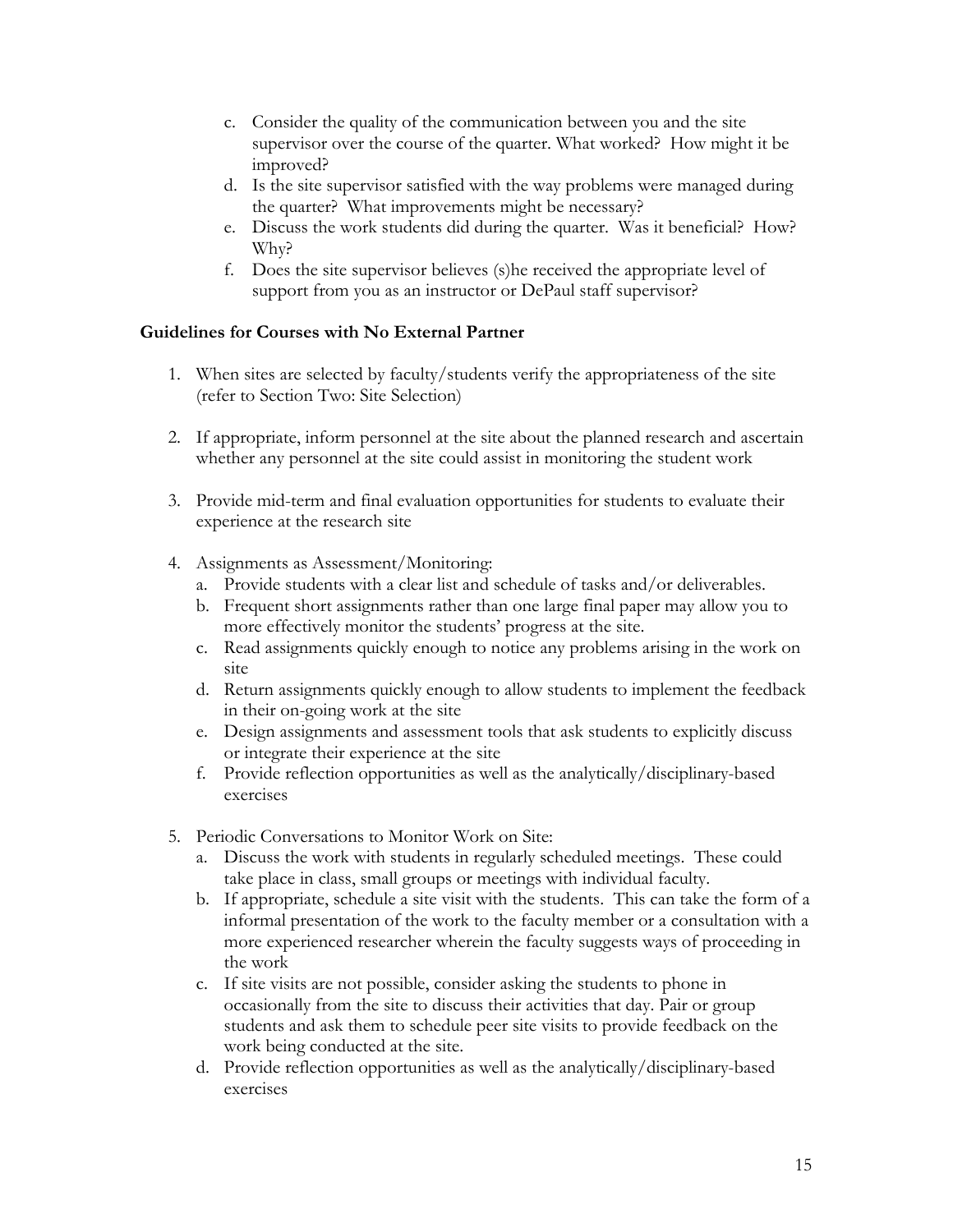c. Consider the quality of the communication between you and the site supervisor over the course of the quarter. What worked? How might it be improved?
d. Is the site supervisor satisfied with the way problems were managed during the quarter? What improvements might be necessary?
e. Discuss the work students did during the quarter. Was it beneficial? How? Why?
f. Does the site supervisor believes (s)he received the appropriate level of support from you as an instructor or DePaul staff supervisor?

**Guidelines for Courses with No External Partner**

1. When sites are selected by faculty/students verify the appropriateness of the site (refer to Section Two: Site Selection)

2. If appropriate, inform personnel at the site about the planned research and ascertain whether any personnel at the site could assist in monitoring the student work

3. Provide mid-term and final evaluation opportunities for students to evaluate their experience at the research site

4. Assignments as Assessment/Monitoring:
   a. Provide students with a clear list and schedule of tasks and/or deliverables.
   b. Frequent short assignments rather than one large final paper may allow you to more effectively monitor the students' progress at the site.
   c. Read assignments quickly enough to notice any problems arising in the work on site
   d. Return assignments quickly enough to allow students to implement the feedback in their on-going work at the site
   e. Design assignments and assessment tools that ask students to explicitly discuss or integrate their experience at the site
   f. Provide reflection opportunities as well as the analytically/disciplinary-based exercises

5. Periodic Conversations to Monitor Work on Site:
   a. Discuss the work with students in regularly scheduled meetings. These could take place in class, small groups or meetings with individual faculty.
   b. If appropriate, schedule a site visit with the students. This can take the form of a informal presentation of the work to the faculty member or a consultation with a more experienced researcher wherein the faculty suggests ways of proceeding in the work
   c. If site visits are not possible, consider asking the students to phone in occasionally from the site to discuss their activities that day. Pair or group students and ask them to schedule peer site visits to provide feedback on the work being conducted at the site.
   d. Provide reflection opportunities as well as the analytically/disciplinary-based exercises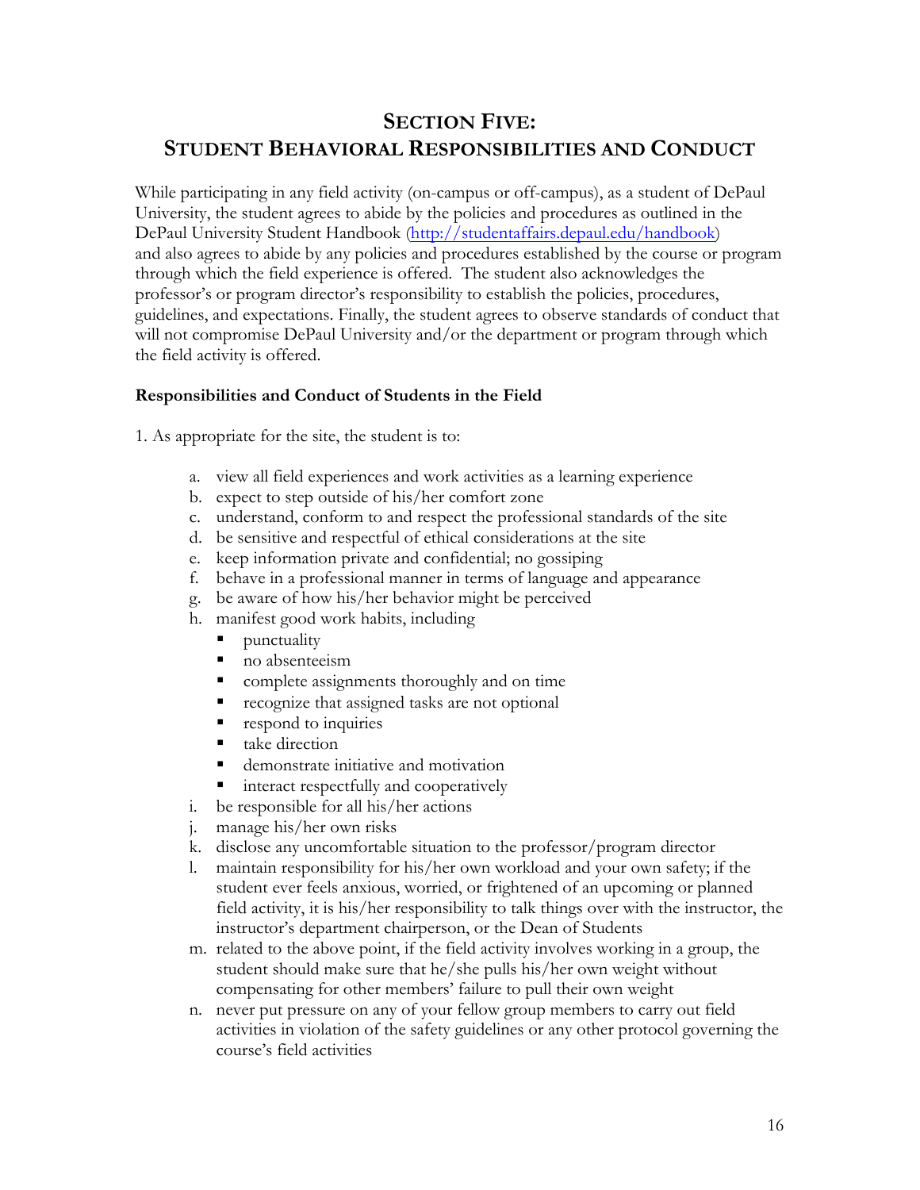# Section Five: Student Behavioral Responsibilities and Conduct

While participating in any field activity (on-campus or off-campus), as a student of DePaul University, the student agrees to abide by the policies and procedures as outlined in the DePaul University Student Handbook ([http://studentaffairs.depaul.edu/handbook](http://studentaffairs.depaul.edu/handbook)) and also agrees to abide by any policies and procedures established by the course or program through which the field experience is offered. The student also acknowledges the professor's or program director's responsibility to establish the policies, procedures, guidelines, and expectations. Finally, the student agrees to observe standards of conduct that will not compromise DePaul University and/or the department or program through which the field activity is offered.

**Responsibilities and Conduct of Students in the Field**

1. As appropriate for the site, the student is to:

   a. view all field experiences and work activities as a learning experience
   b. expect to step outside of his/her comfort zone
   c. understand, conform to and respect the professional standards of the site
   d. be sensitive and respectful of ethical considerations at the site
   e. keep information private and confidential; no gossiping
   f. behave in a professional manner in terms of language and appearance
   g. be aware of how his/her behavior might be perceived
   h. manifest good work habits, including
      - punctuality
      - no absenteeism
      - complete assignments thoroughly and on time
      - recognize that assigned tasks are not optional
      - respond to inquiries
      - take direction
      - demonstrate initiative and motivation
      - interact respectfully and cooperatively
   i. be responsible for all his/her actions
   j. manage his/her own risks
   k. disclose any uncomfortable situation to the professor/program director
   l. maintain responsibility for his/her own workload and your own safety; if the student ever feels anxious, worried, or frightened of an upcoming or planned field activity, it is his/her responsibility to talk things over with the instructor, the instructor's department chairperson, or the Dean of Students
   m. related to the above point, if the field activity involves working in a group, the student should make sure that he/she pulls his/her own weight without compensating for other members' failure to pull their own weight
   n. never put pressure on any of your fellow group members to carry out field activities in violation of the safety guidelines or any other protocol governing the course's field activities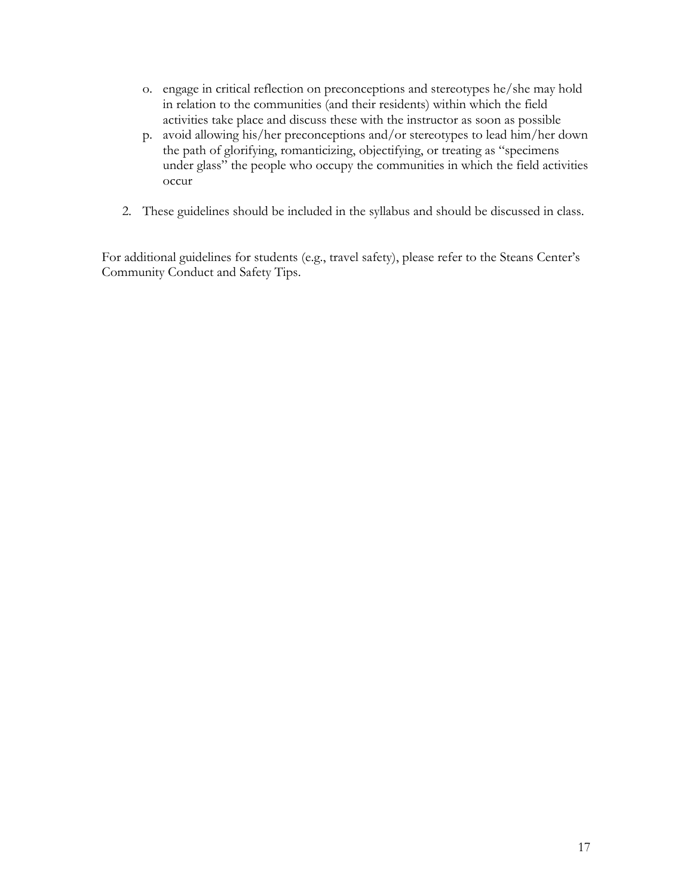o. engage in critical reflection on preconceptions and stereotypes he/she may hold in relation to the communities (and their residents) within which the field activities take place and discuss these with the instructor as soon as possible
   p. avoid allowing his/her preconceptions and/or stereotypes to lead him/her down the path of glorifying, romanticizing, objectifying, or treating as "specimens under glass" the people who occupy the communities in which the field activities occur

2. These guidelines should be included in the syllabus and should be discussed in class.

For additional guidelines for students (e.g., travel safety), please refer to the Steans Center's Community Conduct and Safety Tips.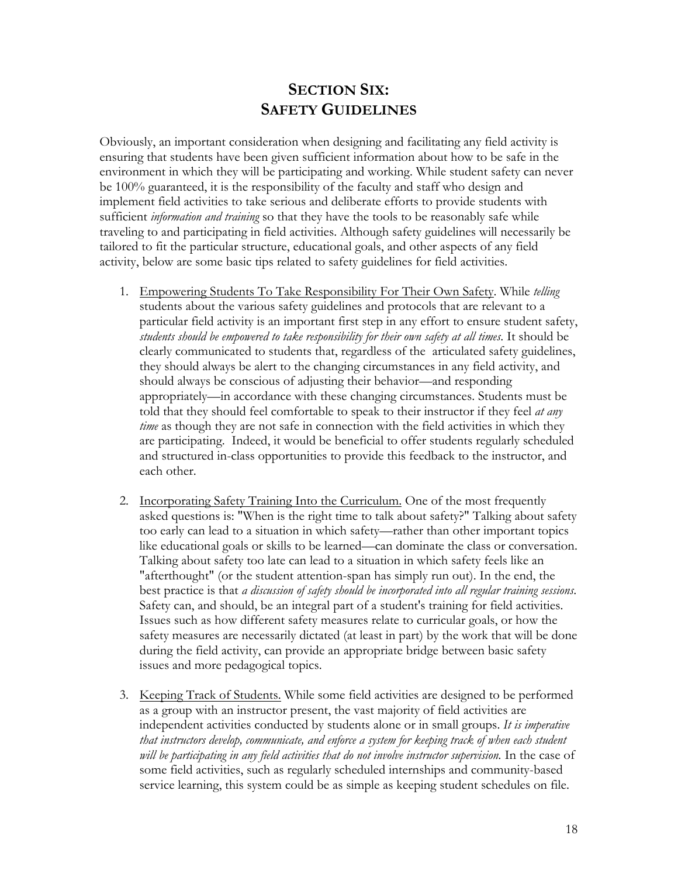# SECTION SIX: SAFETY GUIDELINES

Obviously, an important consideration when designing and facilitating any field activity is ensuring that students have been given sufficient information about how to be safe in the environment in which they will be participating and working. While student safety can never be 100% guaranteed, it is the responsibility of the faculty and staff who design and implement field activities to take serious and deliberate efforts to provide students with sufficient *information and training* so that they have the tools to be reasonably safe while traveling to and participating in field activities. Although safety guidelines will necessarily be tailored to fit the particular structure, educational goals, and other aspects of any field activity, below are some basic tips related to safety guidelines for field activities.

1. <u>Empowering Students To Take Responsibility For Their Own Safety</u>. While *telling* students about the various safety guidelines and protocols that are relevant to a particular field activity is an important first step in any effort to ensure student safety, *students should be empowered to take responsibility for their own safety at all times.* It should be clearly communicated to students that, regardless of the articulated safety guidelines, they should always be alert to the changing circumstances in any field activity, and should always be conscious of adjusting their behavior—and responding appropriately—in accordance with these changing circumstances. Students must be told that they should feel comfortable to speak to their instructor if they feel *at any time* as though they are not safe in connection with the field activities in which they are participating. Indeed, it would be beneficial to offer students regularly scheduled and structured in-class opportunities to provide this feedback to the instructor, and each other.

2. <u>Incorporating Safety Training Into the Curriculum.</u> One of the most frequently asked questions is: "When is the right time to talk about safety?" Talking about safety too early can lead to a situation in which safety—rather than other important topics like educational goals or skills to be learned—can dominate the class or conversation. Talking about safety too late can lead to a situation in which safety feels like an "afterthought" (or the student attention-span has simply run out). In the end, the best practice is that *a discussion of safety should be incorporated into all regular training sessions.* Safety can, and should, be an integral part of a student's training for field activities. Issues such as how different safety measures relate to curricular goals, or how the safety measures are necessarily dictated (at least in part) by the work that will be done during the field activity, can provide an appropriate bridge between basic safety issues and more pedagogical topics.

3. <u>Keeping Track of Students.</u> While some field activities are designed to be performed as a group with an instructor present, the vast majority of field activities are independent activities conducted by students alone or in small groups. *It is imperative that instructors develop, communicate, and enforce a system for keeping track of when each student will be participating in any field activities that do not involve instructor supervision.* In the case of some field activities, such as regularly scheduled internships and community-based service learning, this system could be as simple as keeping student schedules on file.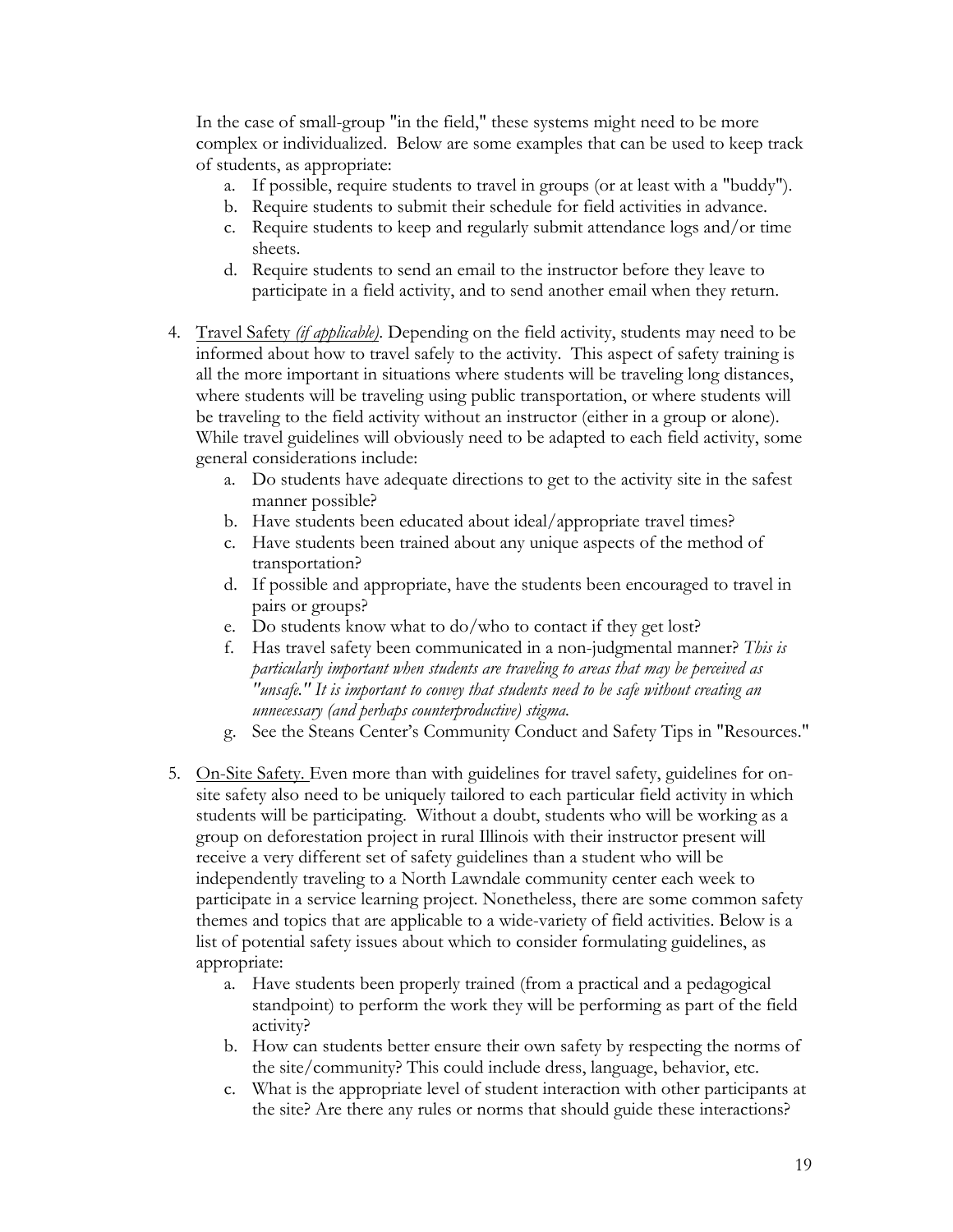In the case of small-group "in the field," these systems might need to be more complex or individualized. Below are some examples that can be used to keep track of students, as appropriate:

   a. If possible, require students to travel in groups (or at least with a "buddy").
   b. Require students to submit their schedule for field activities in advance.
   c. Require students to keep and regularly submit attendance logs and/or time sheets.
   d. Require students to send an email to the instructor before they leave to participate in a field activity, and to send another email when they return.

4. <u>Travel Safety</u> *(if applicable)*. Depending on the field activity, students may need to be informed about how to travel safely to the activity. This aspect of safety training is all the more important in situations where students will be traveling long distances, where students will be traveling using public transportation, or where students will be traveling to the field activity without an instructor (either in a group or alone). While travel guidelines will obviously need to be adapted to each field activity, some general considerations include:
   a. Do students have adequate directions to get to the activity site in the safest manner possible?
   b. Have students been educated about ideal/appropriate travel times?
   c. Have students been trained about any unique aspects of the method of transportation?
   d. If possible and appropriate, have the students been encouraged to travel in pairs or groups?
   e. Do students know what to do/who to contact if they get lost?
   f. Has travel safety been communicated in a non-judgmental manner? *This is particularly important when students are traveling to areas that may be perceived as "unsafe." It is important to convey that students need to be safe without creating an unnecessary (and perhaps counterproductive) stigma.*
   g. See the Steans Center's Community Conduct and Safety Tips in "Resources."

5. <u>On-Site Safety.</u> Even more than with guidelines for travel safety, guidelines for on-site safety also need to be uniquely tailored to each particular field activity in which students will be participating. Without a doubt, students who will be working as a group on deforestation project in rural Illinois with their instructor present will receive a very different set of safety guidelines than a student who will be independently traveling to a North Lawndale community center each week to participate in a service learning project. Nonetheless, there are some common safety themes and topics that are applicable to a wide-variety of field activities. Below is a list of potential safety issues about which to consider formulating guidelines, as appropriate:
   a. Have students been properly trained (from a practical and a pedagogical standpoint) to perform the work they will be performing as part of the field activity?
   b. How can students better ensure their own safety by respecting the norms of the site/community? This could include dress, language, behavior, etc.
   c. What is the appropriate level of student interaction with other participants at the site? Are there any rules or norms that should guide these interactions?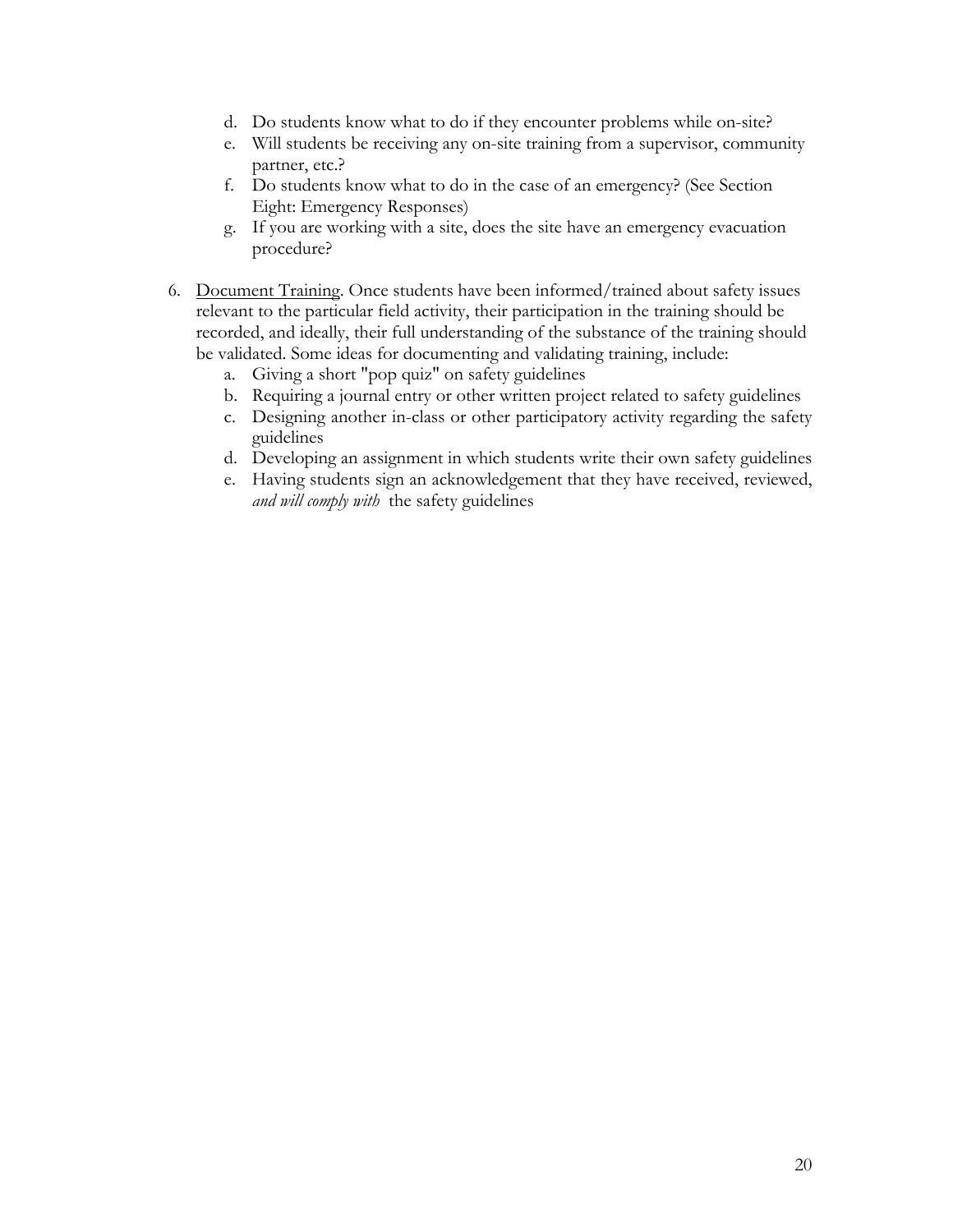d. Do students know what to do if they encounter problems while on-site?
   e. Will students be receiving any on-site training from a supervisor, community partner, etc.?
   f. Do students know what to do in the case of an emergency? (See Section Eight: Emergency Responses)
   g. If you are working with a site, does the site have an emergency evacuation procedure?

6. <u>Document Training</u>. Once students have been informed/trained about safety issues relevant to the particular field activity, their participation in the training should be recorded, and ideally, their full understanding of the substance of the training should be validated. Some ideas for documenting and validating training, include:
   a. Giving a short "pop quiz" on safety guidelines
   b. Requiring a journal entry or other written project related to safety guidelines
   c. Designing another in-class or other participatory activity regarding the safety guidelines
   d. Developing an assignment in which students write their own safety guidelines
   e. Having students sign an acknowledgement that they have received, reviewed, *and will comply with* the safety guidelines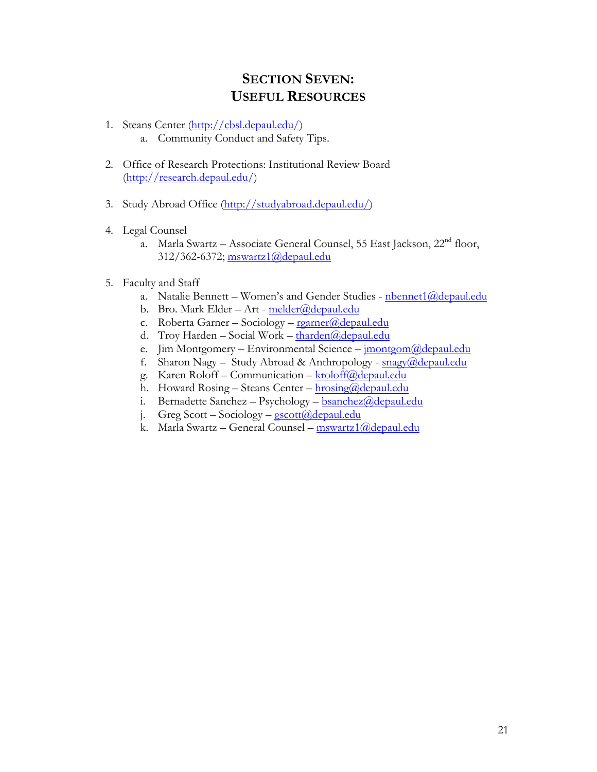# SECTION SEVEN: USEFUL RESOURCES

1. Steans Center (http://cbsl.depaul.edu/)
   a. Community Conduct and Safety Tips.

2. Office of Research Protections: Institutional Review Board (http://research.depaul.edu/)

3. Study Abroad Office (http://studyabroad.depaul.edu/)

4. Legal Counsel
   a. Marla Swartz – Associate General Counsel, 55 East Jackson, 22nd floor, 312/362-6372; mswartz1@depaul.edu

5. Faculty and Staff
   a. Natalie Bennett – Women's and Gender Studies - nbennet1@depaul.edu
   b. Bro. Mark Elder – Art - melder@depaul.edu
   c. Roberta Garner – Sociology – rgarner@depaul.edu
   d. Troy Harden – Social Work – tharden@depaul.edu
   e. Jim Montgomery – Environmental Science – jmontgom@depaul.edu
   f. Sharon Nagy – Study Abroad & Anthropology - snagy@depaul.edu
   g. Karen Roloff – Communication – kroloff@depaul.edu
   h. Howard Rosing – Steans Center – hrosing@depaul.edu
   i. Bernadette Sanchez – Psychology – bsanchez@depaul.edu
   j. Greg Scott – Sociology – gscott@depaul.edu
   k. Marla Swartz – General Counsel – mswartz1@depaul.edu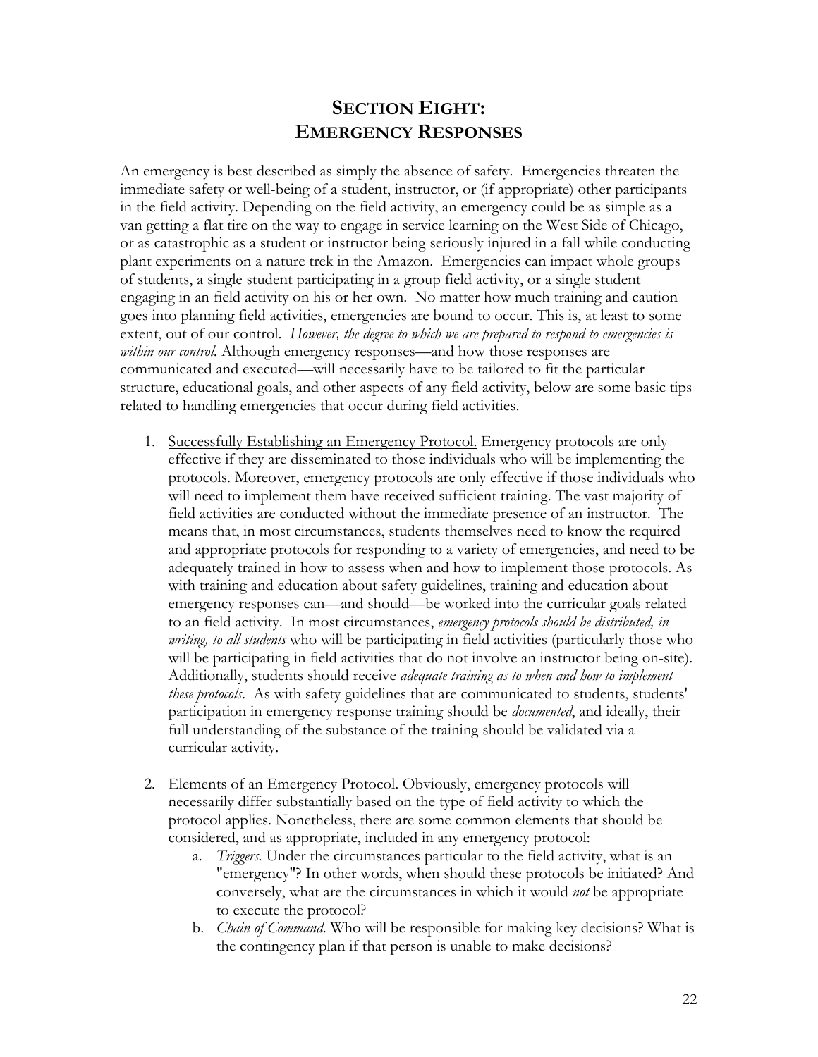# SECTION EIGHT: EMERGENCY RESPONSES

An emergency is best described as simply the absence of safety. Emergencies threaten the immediate safety or well-being of a student, instructor, or (if appropriate) other participants in the field activity. Depending on the field activity, an emergency could be as simple as a van getting a flat tire on the way to engage in service learning on the West Side of Chicago, or as catastrophic as a student or instructor being seriously injured in a fall while conducting plant experiments on a nature trek in the Amazon. Emergencies can impact whole groups of students, a single student participating in a group field activity, or a single student engaging in an field activity on his or her own. No matter how much training and caution goes into planning field activities, emergencies are bound to occur. This is, at least to some extent, out of our control. *However, the degree to which we are prepared to respond to emergencies is within our control.* Although emergency responses—and how those responses are communicated and executed—will necessarily have to be tailored to fit the particular structure, educational goals, and other aspects of any field activity, below are some basic tips related to handling emergencies that occur during field activities.

1. <u>Successfully Establishing an Emergency Protocol.</u> Emergency protocols are only effective if they are disseminated to those individuals who will be implementing the protocols. Moreover, emergency protocols are only effective if those individuals who will need to implement them have received sufficient training. The vast majority of field activities are conducted without the immediate presence of an instructor. The means that, in most circumstances, students themselves need to know the required and appropriate protocols for responding to a variety of emergencies, and need to be adequately trained in how to assess when and how to implement those protocols. As with training and education about safety guidelines, training and education about emergency responses can—and should—be worked into the curricular goals related to an field activity. In most circumstances, *emergency protocols should be distributed, in writing, to all students* who will be participating in field activities (particularly those who will be participating in field activities that do not involve an instructor being on-site). Additionally, students should receive *adequate training as to when and how to implement these protocols*. As with safety guidelines that are communicated to students, students' participation in emergency response training should be *documented*, and ideally, their full understanding of the substance of the training should be validated via a curricular activity.

2. <u>Elements of an Emergency Protocol.</u> Obviously, emergency protocols will necessarily differ substantially based on the type of field activity to which the protocol applies. Nonetheless, there are some common elements that should be considered, and as appropriate, included in any emergency protocol:
   a. *Triggers.* Under the circumstances particular to the field activity, what is an "emergency"? In other words, when should these protocols be initiated? And conversely, what are the circumstances in which it would *not* be appropriate to execute the protocol?
   b. *Chain of Command.* Who will be responsible for making key decisions? What is the contingency plan if that person is unable to make decisions?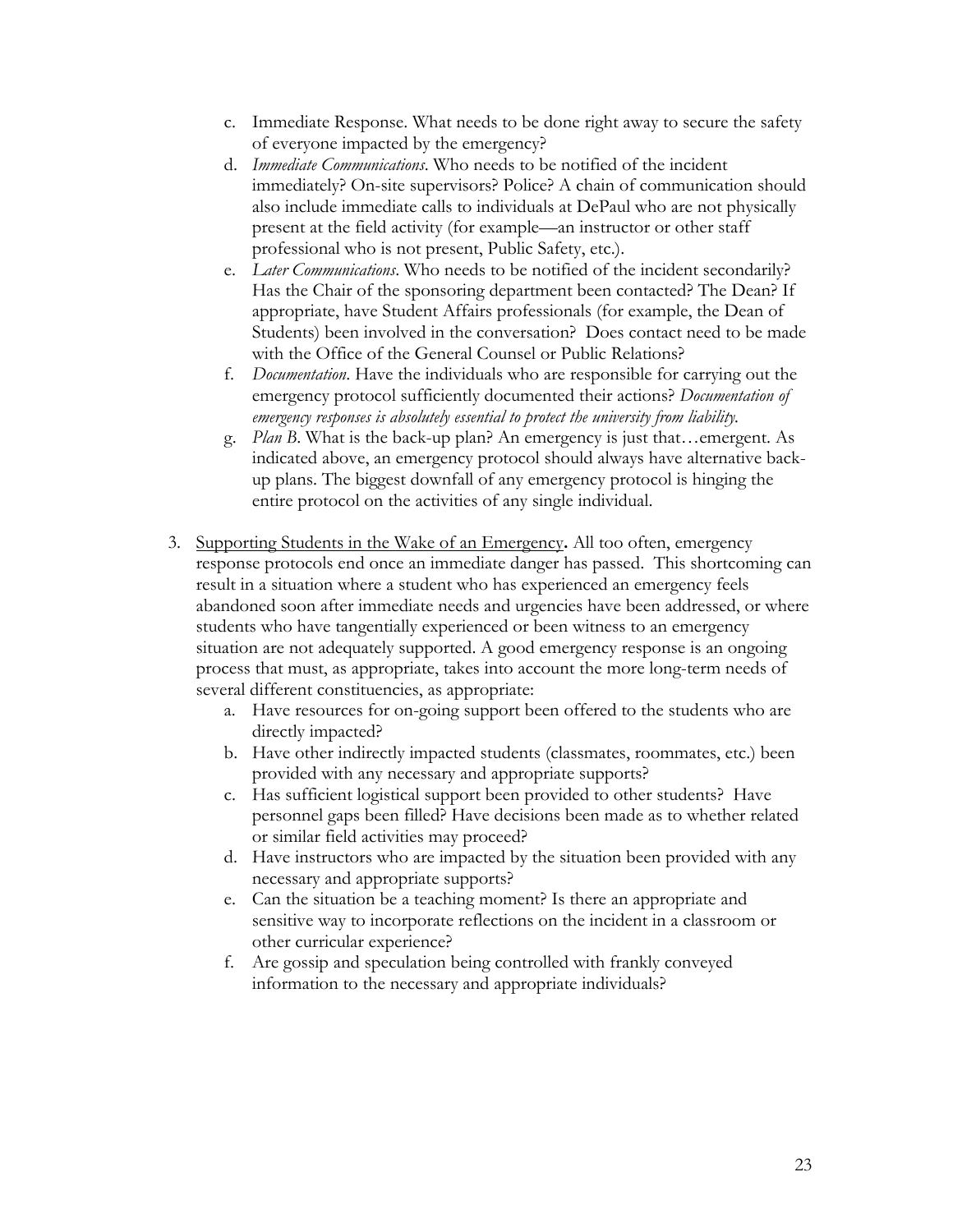c. Immediate Response. What needs to be done right away to secure the safety of everyone impacted by the emergency?
d. *Immediate Communications*. Who needs to be notified of the incident immediately? On-site supervisors? Police? A chain of communication should also include immediate calls to individuals at DePaul who are not physically present at the field activity (for example—an instructor or other staff professional who is not present, Public Safety, etc.).
e. *Later Communications*. Who needs to be notified of the incident secondarily? Has the Chair of the sponsoring department been contacted? The Dean? If appropriate, have Student Affairs professionals (for example, the Dean of Students) been involved in the conversation? Does contact need to be made with the Office of the General Counsel or Public Relations?
f. *Documentation*. Have the individuals who are responsible for carrying out the emergency protocol sufficiently documented their actions? *Documentation of emergency responses is absolutely essential to protect the university from liability.*
g. *Plan B*. What is the back-up plan? An emergency is just that…emergent. As indicated above, an emergency protocol should always have alternative back-up plans. The biggest downfall of any emergency protocol is hinging the entire protocol on the activities of any single individual.

3. <u>Supporting Students in the Wake of an Emergency</u>**.** All too often, emergency response protocols end once an immediate danger has passed. This shortcoming can result in a situation where a student who has experienced an emergency feels abandoned soon after immediate needs and urgencies have been addressed, or where students who have tangentially experienced or been witness to an emergency situation are not adequately supported. A good emergency response is an ongoing process that must, as appropriate, takes into account the more long-term needs of several different constituencies, as appropriate:
   a. Have resources for on-going support been offered to the students who are directly impacted?
   b. Have other indirectly impacted students (classmates, roommates, etc.) been provided with any necessary and appropriate supports?
   c. Has sufficient logistical support been provided to other students? Have personnel gaps been filled? Have decisions been made as to whether related or similar field activities may proceed?
   d. Have instructors who are impacted by the situation been provided with any necessary and appropriate supports?
   e. Can the situation be a teaching moment? Is there an appropriate and sensitive way to incorporate reflections on the incident in a classroom or other curricular experience?
   f. Are gossip and speculation being controlled with frankly conveyed information to the necessary and appropriate individuals?